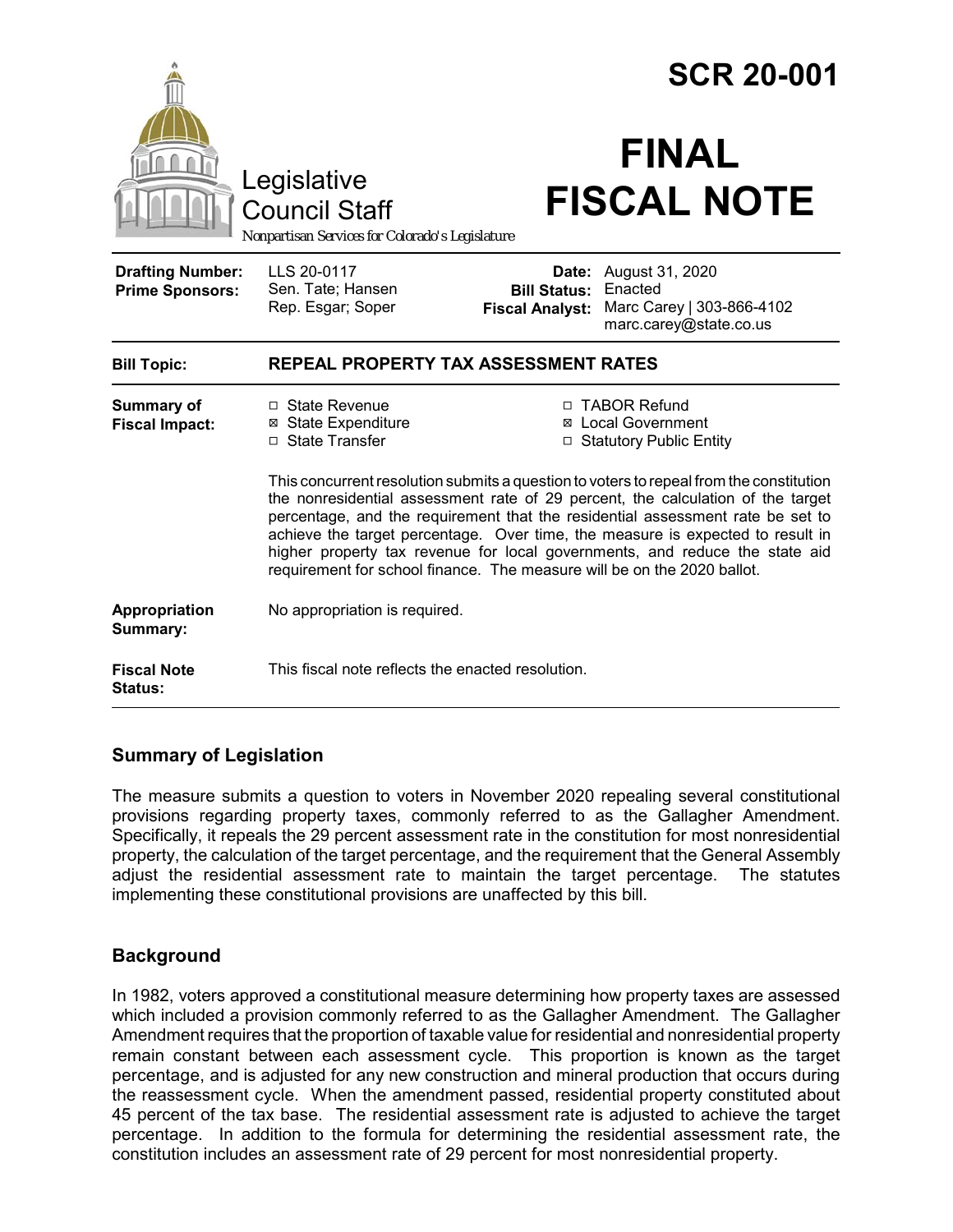# SCR 20-001

Legislative Council Staff

*Nonpartisan Services for Colorado's Legislature*

# FINAL FISCAL NOTE

| | | | |
|---|---|---|---|
| **Drafting Number:** | LLS 20-0117 | **Date:** | August 31, 2020 |
| **Prime Sponsors:** | Sen. Tate; Hansen<br>Rep. Esgar; Soper | **Bill Status:** | Enacted |
| | | **Fiscal Analyst:** | Marc Carey \| 303-866-4102<br>marc.carey@state.co.us |

| | |
|---|---|
| **Bill Topic:** | **REPEAL PROPERTY TAX ASSESSMENT RATES** |
| **Summary of Fiscal Impact:** | ☐ State Revenue<br>☒ State Expenditure<br>☐ State Transfer<br>☐ TABOR Refund<br>☒ Local Government<br>☐ Statutory Public Entity<br><br>This concurrent resolution submits a question to voters to repeal from the constitution the nonresidential assessment rate of 29 percent, the calculation of the target percentage, and the requirement that the residential assessment rate be set to achieve the target percentage. Over time, the measure is expected to result in higher property tax revenue for local governments, and reduce the state aid requirement for school finance. The measure will be on the 2020 ballot. |
| **Appropriation Summary:** | No appropriation is required. |
| **Fiscal Note Status:** | This fiscal note reflects the enacted resolution. |

## Summary of Legislation

The measure submits a question to voters in November 2020 repealing several constitutional provisions regarding property taxes, commonly referred to as the Gallagher Amendment. Specifically, it repeals the 29 percent assessment rate in the constitution for most nonresidential property, the calculation of the target percentage, and the requirement that the General Assembly adjust the residential assessment rate to maintain the target percentage. The statutes implementing these constitutional provisions are unaffected by this bill.

## Background

In 1982, voters approved a constitutional measure determining how property taxes are assessed which included a provision commonly referred to as the Gallagher Amendment. The Gallagher Amendment requires that the proportion of taxable value for residential and nonresidential property remain constant between each assessment cycle. This proportion is known as the target percentage, and is adjusted for any new construction and mineral production that occurs during the reassessment cycle. When the amendment passed, residential property constituted about 45 percent of the tax base. The residential assessment rate is adjusted to achieve the target percentage. In addition to the formula for determining the residential assessment rate, the constitution includes an assessment rate of 29 percent for most nonresidential property.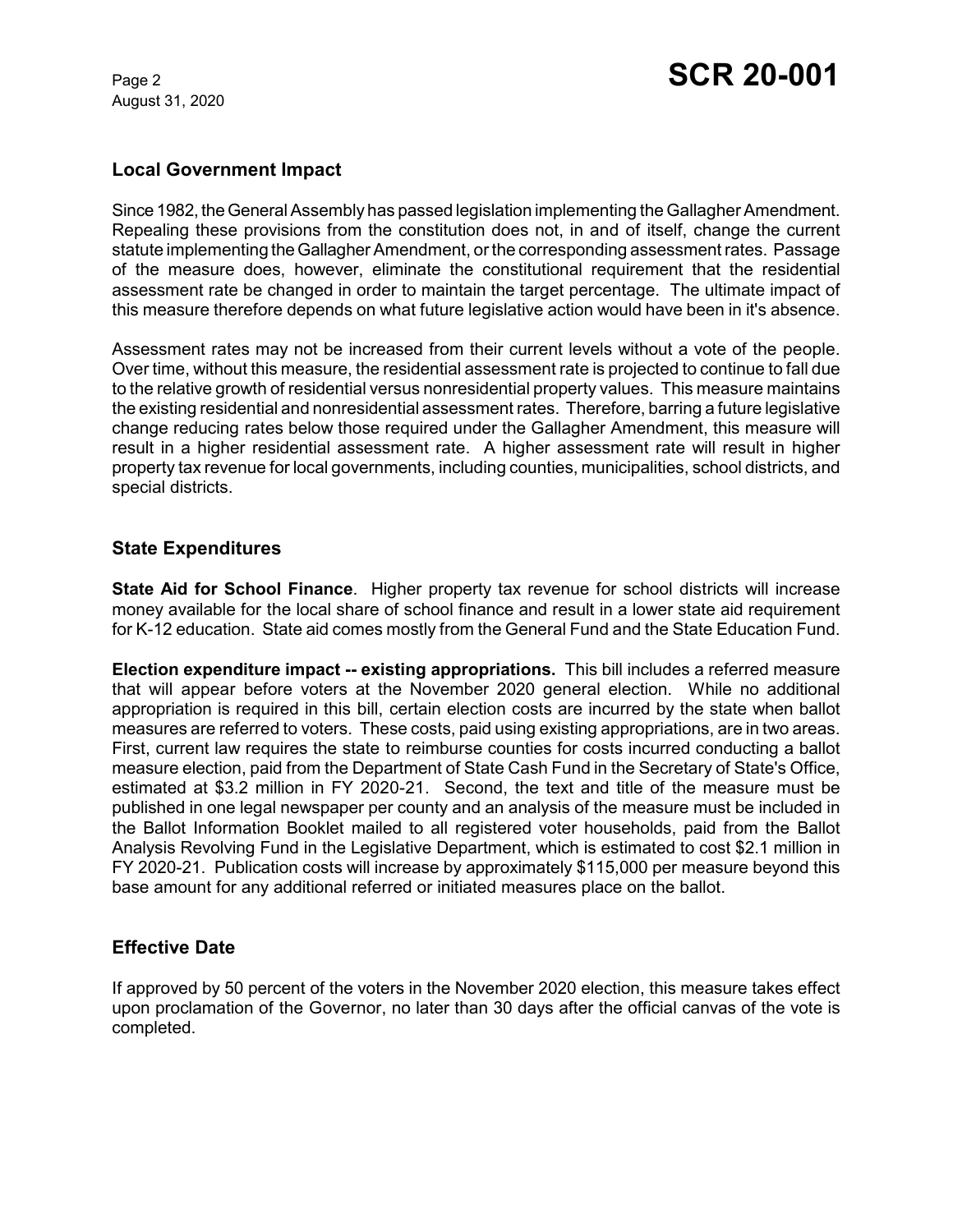## Local Government Impact

Since 1982, the General Assembly has passed legislation implementing the Gallagher Amendment. Repealing these provisions from the constitution does not, in and of itself, change the current statute implementing the Gallagher Amendment, or the corresponding assessment rates. Passage of the measure does, however, eliminate the constitutional requirement that the residential assessment rate be changed in order to maintain the target percentage. The ultimate impact of this measure therefore depends on what future legislative action would have been in it's absence.

Assessment rates may not be increased from their current levels without a vote of the people. Over time, without this measure, the residential assessment rate is projected to continue to fall due to the relative growth of residential versus nonresidential property values. This measure maintains the existing residential and nonresidential assessment rates. Therefore, barring a future legislative change reducing rates below those required under the Gallagher Amendment, this measure will result in a higher residential assessment rate. A higher assessment rate will result in higher property tax revenue for local governments, including counties, municipalities, school districts, and special districts.

## State Expenditures

**State Aid for School Finance**. Higher property tax revenue for school districts will increase money available for the local share of school finance and result in a lower state aid requirement for K-12 education. State aid comes mostly from the General Fund and the State Education Fund.

**Election expenditure impact -- existing appropriations.** This bill includes a referred measure that will appear before voters at the November 2020 general election. While no additional appropriation is required in this bill, certain election costs are incurred by the state when ballot measures are referred to voters. These costs, paid using existing appropriations, are in two areas. First, current law requires the state to reimburse counties for costs incurred conducting a ballot measure election, paid from the Department of State Cash Fund in the Secretary of State's Office, estimated at $3.2 million in FY 2020-21. Second, the text and title of the measure must be published in one legal newspaper per county and an analysis of the measure must be included in the Ballot Information Booklet mailed to all registered voter households, paid from the Ballot Analysis Revolving Fund in the Legislative Department, which is estimated to cost $2.1 million in FY 2020-21. Publication costs will increase by approximately $115,000 per measure beyond this base amount for any additional referred or initiated measures place on the ballot.

## Effective Date

If approved by 50 percent of the voters in the November 2020 election, this measure takes effect upon proclamation of the Governor, no later than 30 days after the official canvas of the vote is completed.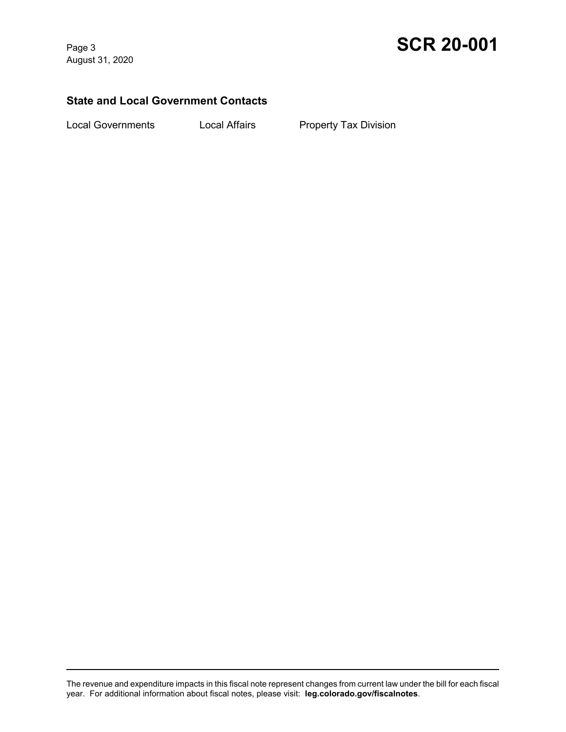## State and Local Government Contacts

Local Governments Local Affairs Property Tax Division

The revenue and expenditure impacts in this fiscal note represent changes from current law under the bill for each fiscal year. For additional information about fiscal notes, please visit: **leg.colorado.gov/fiscalnotes**.